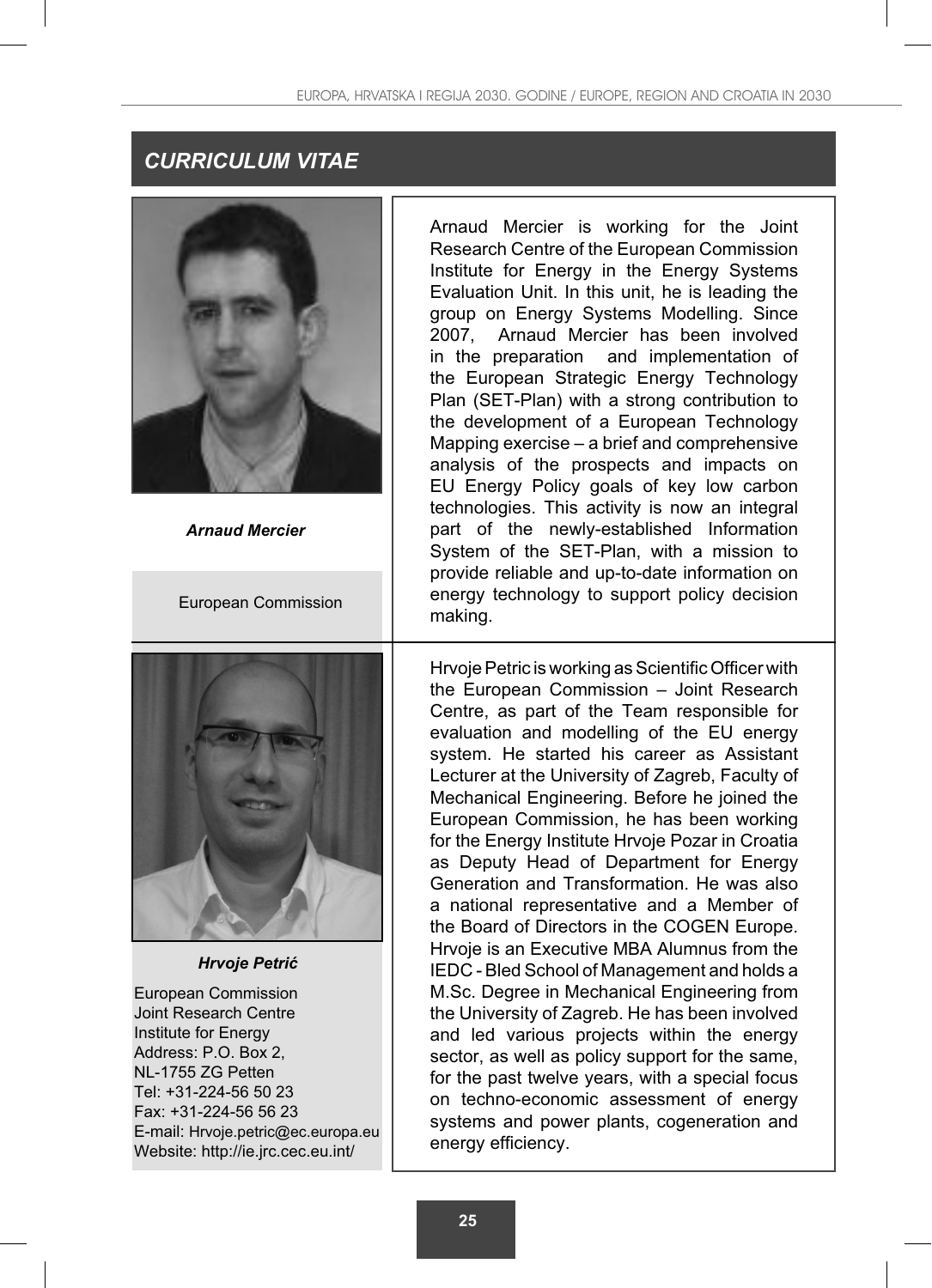## *CURRICULUM VITAE*

***Arnaud Mercier***

European Commission

Arnaud Mercier is working for the Joint Research Centre of the European Commission Institute for Energy in the Energy Systems Evaluation Unit. In this unit, he is leading the group on Energy Systems Modelling. Since 2007, Arnaud Mercier has been involved in the preparation and implementation of the European Strategic Energy Technology Plan (SET-Plan) with a strong contribution to the development of a European Technology Mapping exercise – a brief and comprehensive analysis of the prospects and impacts on EU Energy Policy goals of key low carbon technologies. This activity is now an integral part of the newly-established Information System of the SET-Plan, with a mission to provide reliable and up-to-date information on energy technology to support policy decision making.

***Hrvoje Petrić***

European Commission
Joint Research Centre
Institute for Energy
Address: P.O. Box 2,
NL-1755 ZG Petten
Tel: +31-224-56 50 23
Fax: +31-224-56 56 23
E-mail: Hrvoje.petric@ec.europa.eu
Website: http://ie.jrc.cec.eu.int/

Hrvoje Petric is working as Scientific Officer with the European Commission – Joint Research Centre, as part of the Team responsible for evaluation and modelling of the EU energy system. He started his career as Assistant Lecturer at the University of Zagreb, Faculty of Mechanical Engineering. Before he joined the European Commission, he has been working for the Energy Institute Hrvoje Pozar in Croatia as Deputy Head of Department for Energy Generation and Transformation. He was also a national representative and a Member of the Board of Directors in the COGEN Europe. Hrvoje is an Executive MBA Alumnus from the IEDC - Bled School of Management and holds a M.Sc. Degree in Mechanical Engineering from the University of Zagreb. He has been involved and led various projects within the energy sector, as well as policy support for the same, for the past twelve years, with a special focus on techno-economic assessment of energy systems and power plants, cogeneration and energy efficiency.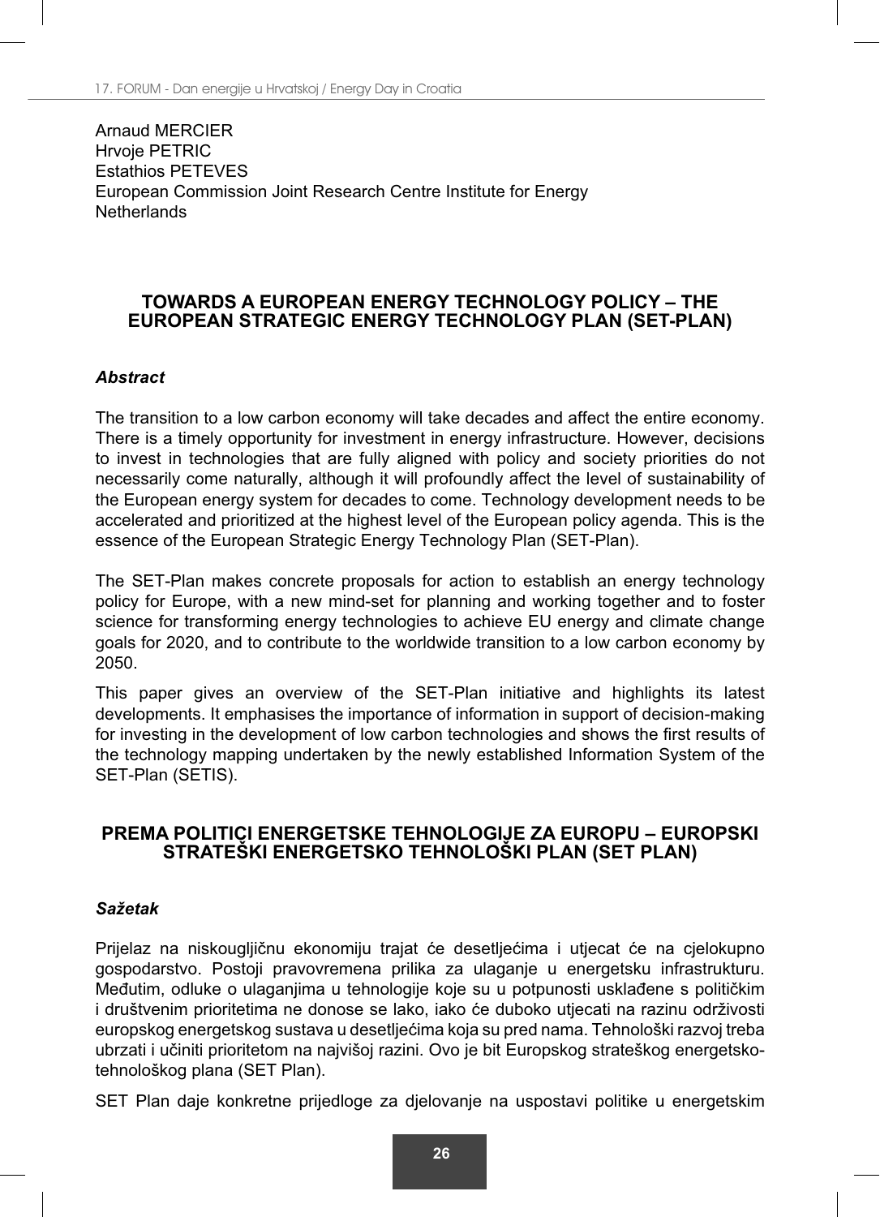Arnaud MERCIER
Hrvoje PETRIC
Estathios PETEVES
European Commission Joint Research Centre Institute for Energy
Netherlands

## TOWARDS A EUROPEAN ENERGY TECHNOLOGY POLICY – THE EUROPEAN STRATEGIC ENERGY TECHNOLOGY PLAN (SET-PLAN)

### *Abstract*

The transition to a low carbon economy will take decades and affect the entire economy. There is a timely opportunity for investment in energy infrastructure. However, decisions to invest in technologies that are fully aligned with policy and society priorities do not necessarily come naturally, although it will profoundly affect the level of sustainability of the European energy system for decades to come. Technology development needs to be accelerated and prioritized at the highest level of the European policy agenda. This is the essence of the European Strategic Energy Technology Plan (SET-Plan).

The SET-Plan makes concrete proposals for action to establish an energy technology policy for Europe, with a new mind-set for planning and working together and to foster science for transforming energy technologies to achieve EU energy and climate change goals for 2020, and to contribute to the worldwide transition to a low carbon economy by 2050.

This paper gives an overview of the SET-Plan initiative and highlights its latest developments. It emphasises the importance of information in support of decision-making for investing in the development of low carbon technologies and shows the first results of the technology mapping undertaken by the newly established Information System of the SET-Plan (SETIS).

## PREMA POLITICI ENERGETSKE TEHNOLOGIJE ZA EUROPU – EUROPSKI STRATEŠKI ENERGETSKO TEHNOLOŠKI PLAN (SET PLAN)

### *Sažetak*

Prijelaz na niskougljičnu ekonomiju trajat će desetljećima i utjecat će na cjelokupno gospodarstvo. Postoji pravovremena prilika za ulaganje u energetsku infrastrukturu. Međutim, odluke o ulaganjima u tehnologije koje su u potpunosti usklađene s političkim i društvenim prioritetima ne donose se lako, iako će duboko utjecati na razinu održivosti europskog energetskog sustava u desetljećima koja su pred nama. Tehnološki razvoj treba ubrzati i učiniti prioritetom na najvišoj razini. Ovo je bit Europskog strateškog energetsko-tehnološkog plana (SET Plan).

SET Plan daje konkretne prijedloge za djelovanje na uspostavi politike u energetskim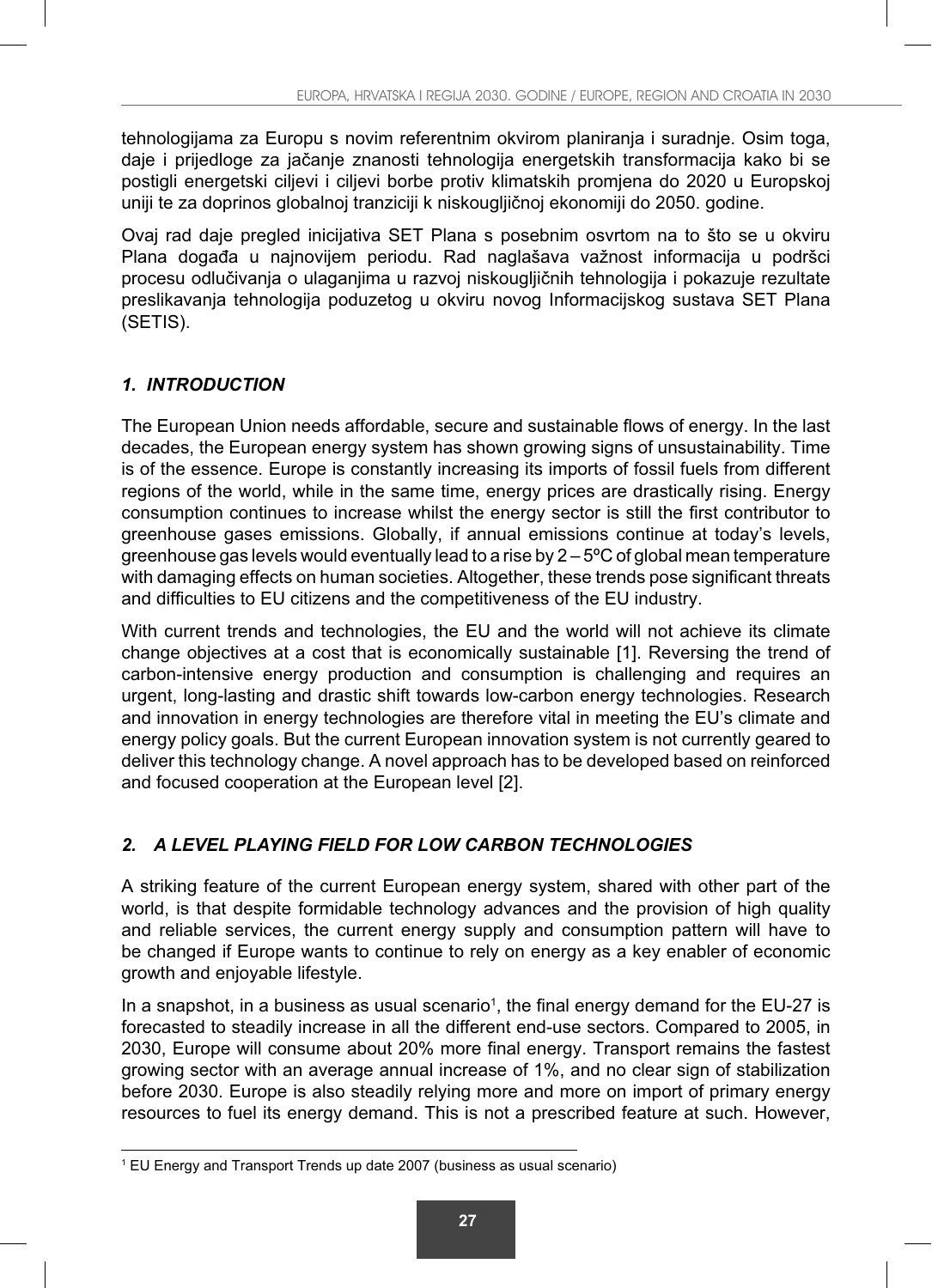tehnologijama za Europu s novim referentnim okvirom planiranja i suradnje. Osim toga, daje i prijedloge za jačanje znanosti tehnologija energetskih transformacija kako bi se postigli energetski ciljevi i ciljevi borbe protiv klimatskih promjena do 2020 u Europskoj uniji te za doprinos globalnoj tranziciji k niskougljičnoj ekonomiji do 2050. godine.

Ovaj rad daje pregled inicijativa SET Plana s posebnim osvrtom na to što se u okviru Plana događa u najnovijem periodu. Rad naglašava važnost informacija u podršci procesu odlučivanja o ulaganjima u razvoj niskougljičnih tehnologija i pokazuje rezultate preslikavanja tehnologija poduzetog u okviru novog Informacijskog sustava SET Plana (SETIS).

## *1. INTRODUCTION*

The European Union needs affordable, secure and sustainable flows of energy. In the last decades, the European energy system has shown growing signs of unsustainability. Time is of the essence. Europe is constantly increasing its imports of fossil fuels from different regions of the world, while in the same time, energy prices are drastically rising. Energy consumption continues to increase whilst the energy sector is still the first contributor to greenhouse gases emissions. Globally, if annual emissions continue at today's levels, greenhouse gas levels would eventually lead to a rise by 2 – 5ºC of global mean temperature with damaging effects on human societies. Altogether, these trends pose significant threats and difficulties to EU citizens and the competitiveness of the EU industry.

With current trends and technologies, the EU and the world will not achieve its climate change objectives at a cost that is economically sustainable [1]. Reversing the trend of carbon-intensive energy production and consumption is challenging and requires an urgent, long-lasting and drastic shift towards low-carbon energy technologies. Research and innovation in energy technologies are therefore vital in meeting the EU's climate and energy policy goals. But the current European innovation system is not currently geared to deliver this technology change. A novel approach has to be developed based on reinforced and focused cooperation at the European level [2].

## *2. A LEVEL PLAYING FIELD FOR LOW CARBON TECHNOLOGIES*

A striking feature of the current European energy system, shared with other part of the world, is that despite formidable technology advances and the provision of high quality and reliable services, the current energy supply and consumption pattern will have to be changed if Europe wants to continue to rely on energy as a key enabler of economic growth and enjoyable lifestyle.

In a snapshot, in a business as usual scenario[1], the final energy demand for the EU-27 is forecasted to steadily increase in all the different end-use sectors. Compared to 2005, in 2030, Europe will consume about 20% more final energy. Transport remains the fastest growing sector with an average annual increase of 1%, and no clear sign of stabilization before 2030. Europe is also steadily relying more and more on import of primary energy resources to fuel its energy demand. This is not a prescribed feature at such. However,

[1] EU Energy and Transport Trends up date 2007 (business as usual scenario)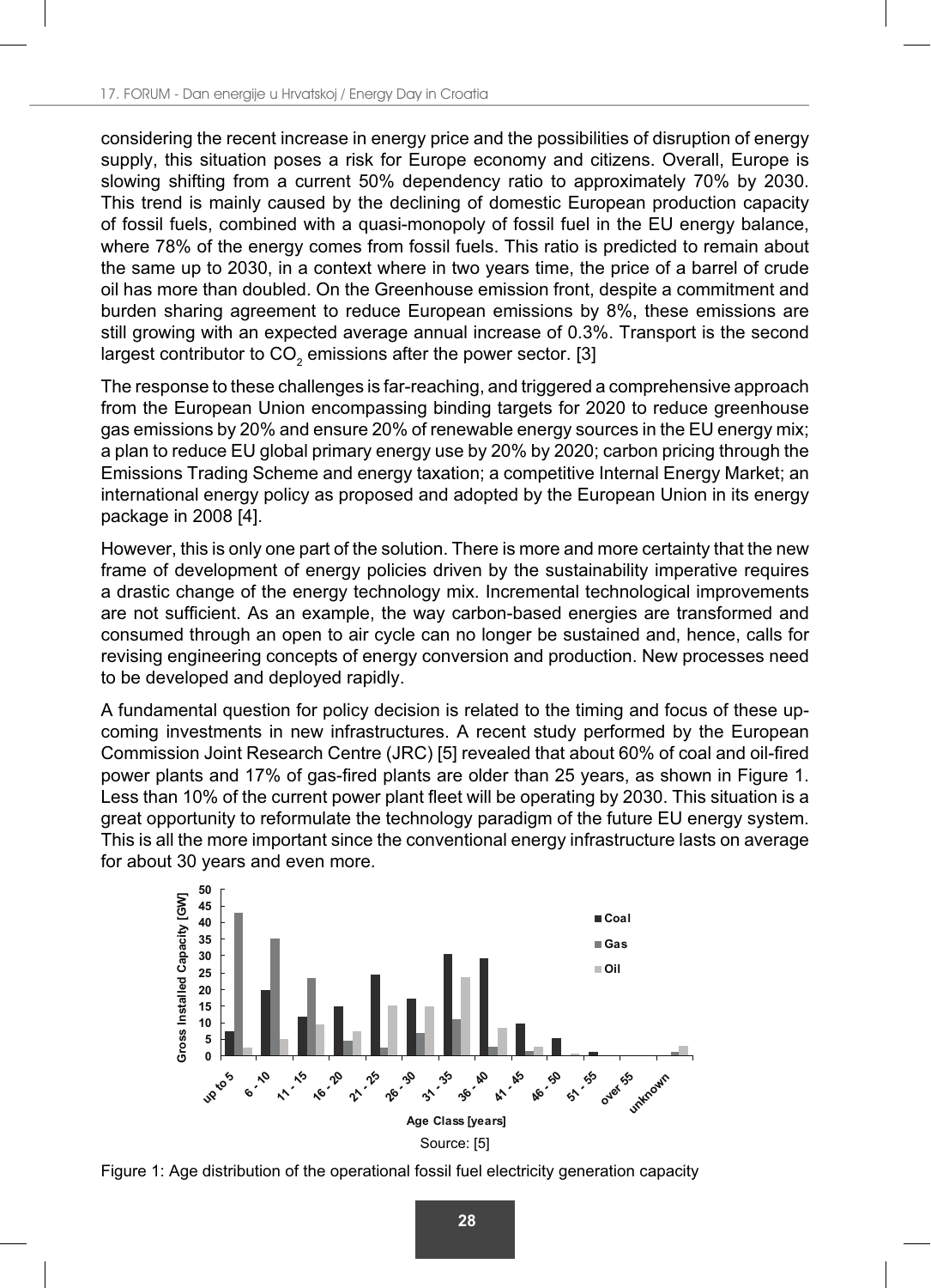considering the recent increase in energy price and the possibilities of disruption of energy supply, this situation poses a risk for Europe economy and citizens. Overall, Europe is slowing shifting from a current 50% dependency ratio to approximately 70% by 2030. This trend is mainly caused by the declining of domestic European production capacity of fossil fuels, combined with a quasi-monopoly of fossil fuel in the EU energy balance, where 78% of the energy comes from fossil fuels. This ratio is predicted to remain about the same up to 2030, in a context where in two years time, the price of a barrel of crude oil has more than doubled. On the Greenhouse emission front, despite a commitment and burden sharing agreement to reduce European emissions by 8%, these emissions are still growing with an expected average annual increase of 0.3%. Transport is the second largest contributor to $CO_2$ emissions after the power sector. [3]

The response to these challenges is far-reaching, and triggered a comprehensive approach from the European Union encompassing binding targets for 2020 to reduce greenhouse gas emissions by 20% and ensure 20% of renewable energy sources in the EU energy mix; a plan to reduce EU global primary energy use by 20% by 2020; carbon pricing through the Emissions Trading Scheme and energy taxation; a competitive Internal Energy Market; an international energy policy as proposed and adopted by the European Union in its energy package in 2008 [4].

However, this is only one part of the solution. There is more and more certainty that the new frame of development of energy policies driven by the sustainability imperative requires a drastic change of the energy technology mix. Incremental technological improvements are not sufficient. As an example, the way carbon-based energies are transformed and consumed through an open to air cycle can no longer be sustained and, hence, calls for revising engineering concepts of energy conversion and production. New processes need to be developed and deployed rapidly.

A fundamental question for policy decision is related to the timing and focus of these up-coming investments in new infrastructures. A recent study performed by the European Commission Joint Research Centre (JRC) [5] revealed that about 60% of coal and oil-fired power plants and 17% of gas-fired plants are older than 25 years, as shown in Figure 1. Less than 10% of the current power plant fleet will be operating by 2030. This situation is a great opportunity to reformulate the technology paradigm of the future EU energy system. This is all the more important since the conventional energy infrastructure lasts on average for about 30 years and even more.

Source: [5]

Figure 1: Age distribution of the operational fossil fuel electricity generation capacity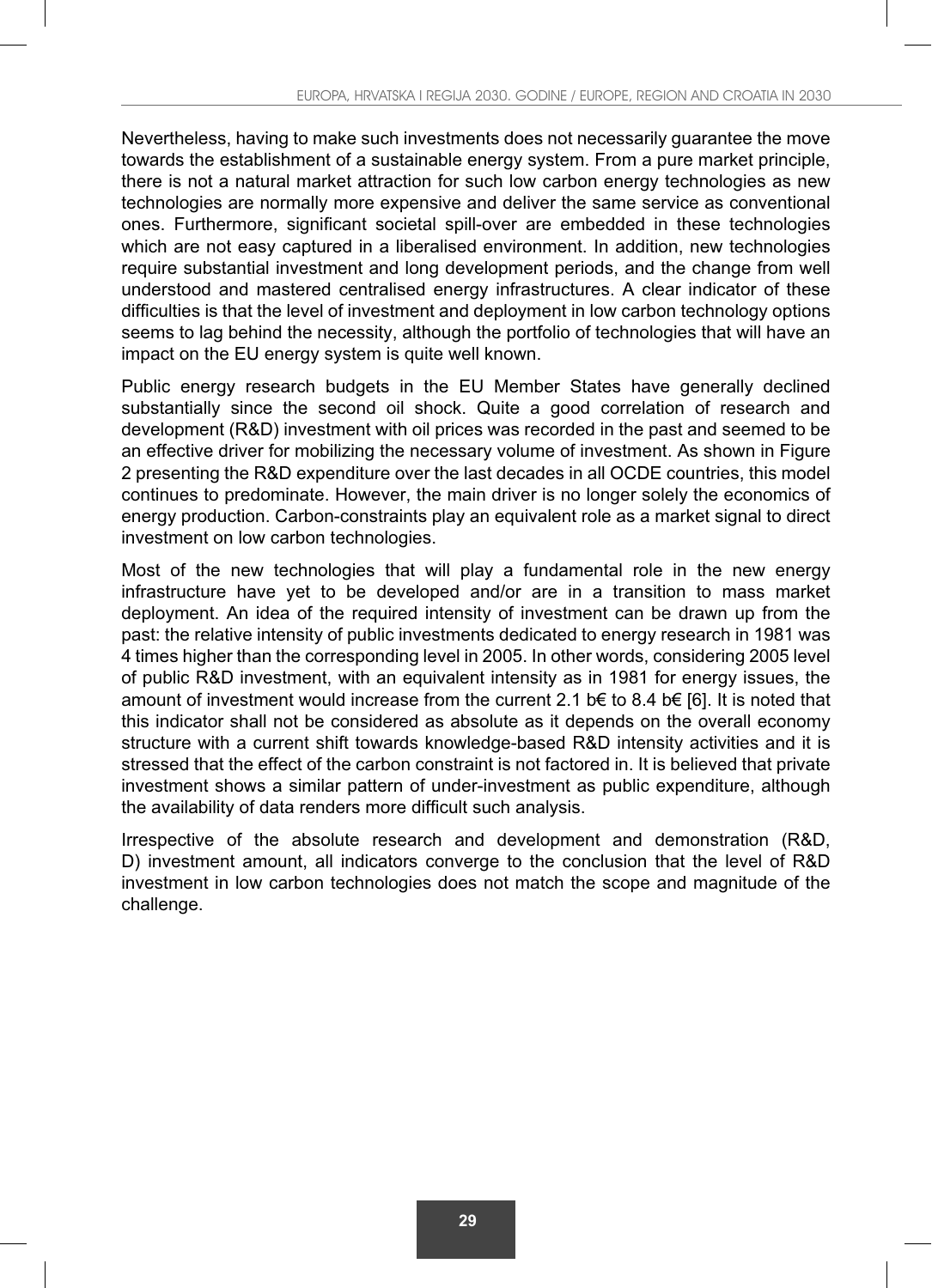Nevertheless, having to make such investments does not necessarily guarantee the move towards the establishment of a sustainable energy system. From a pure market principle, there is not a natural market attraction for such low carbon energy technologies as new technologies are normally more expensive and deliver the same service as conventional ones. Furthermore, significant societal spill-over are embedded in these technologies which are not easy captured in a liberalised environment. In addition, new technologies require substantial investment and long development periods, and the change from well understood and mastered centralised energy infrastructures. A clear indicator of these difficulties is that the level of investment and deployment in low carbon technology options seems to lag behind the necessity, although the portfolio of technologies that will have an impact on the EU energy system is quite well known.

Public energy research budgets in the EU Member States have generally declined substantially since the second oil shock. Quite a good correlation of research and development (R&D) investment with oil prices was recorded in the past and seemed to be an effective driver for mobilizing the necessary volume of investment. As shown in Figure 2 presenting the R&D expenditure over the last decades in all OCDE countries, this model continues to predominate. However, the main driver is no longer solely the economics of energy production. Carbon-constraints play an equivalent role as a market signal to direct investment on low carbon technologies.

Most of the new technologies that will play a fundamental role in the new energy infrastructure have yet to be developed and/or are in a transition to mass market deployment. An idea of the required intensity of investment can be drawn up from the past: the relative intensity of public investments dedicated to energy research in 1981 was 4 times higher than the corresponding level in 2005. In other words, considering 2005 level of public R&D investment, with an equivalent intensity as in 1981 for energy issues, the amount of investment would increase from the current 2.1 b€ to 8.4 b€ [6]. It is noted that this indicator shall not be considered as absolute as it depends on the overall economy structure with a current shift towards knowledge-based R&D intensity activities and it is stressed that the effect of the carbon constraint is not factored in. It is believed that private investment shows a similar pattern of under-investment as public expenditure, although the availability of data renders more difficult such analysis.

Irrespective of the absolute research and development and demonstration (R&D, D) investment amount, all indicators converge to the conclusion that the level of R&D investment in low carbon technologies does not match the scope and magnitude of the challenge.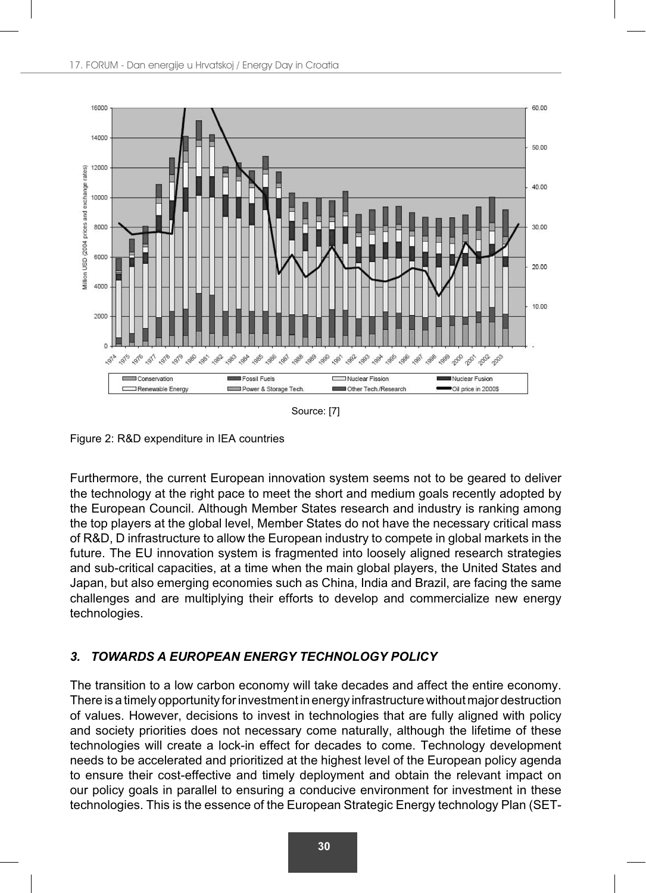Source: [7]

Figure 2: R&D expenditure in IEA countries

Furthermore, the current European innovation system seems not to be geared to deliver the technology at the right pace to meet the short and medium goals recently adopted by the European Council. Although Member States research and industry is ranking among the top players at the global level, Member States do not have the necessary critical mass of R&D, D infrastructure to allow the European industry to compete in global markets in the future. The EU innovation system is fragmented into loosely aligned research strategies and sub-critical capacities, at a time when the main global players, the United States and Japan, but also emerging economies such as China, India and Brazil, are facing the same challenges and are multiplying their efforts to develop and commercialize new energy technologies.

## *3. TOWARDS A EUROPEAN ENERGY TECHNOLOGY POLICY*

The transition to a low carbon economy will take decades and affect the entire economy. There is a timely opportunity for investment in energy infrastructure without major destruction of values. However, decisions to invest in technologies that are fully aligned with policy and society priorities does not necessary come naturally, although the lifetime of these technologies will create a lock-in effect for decades to come. Technology development needs to be accelerated and prioritized at the highest level of the European policy agenda to ensure their cost-effective and timely deployment and obtain the relevant impact on our policy goals in parallel to ensuring a conducive environment for investment in these technologies. This is the essence of the European Strategic Energy technology Plan (SET-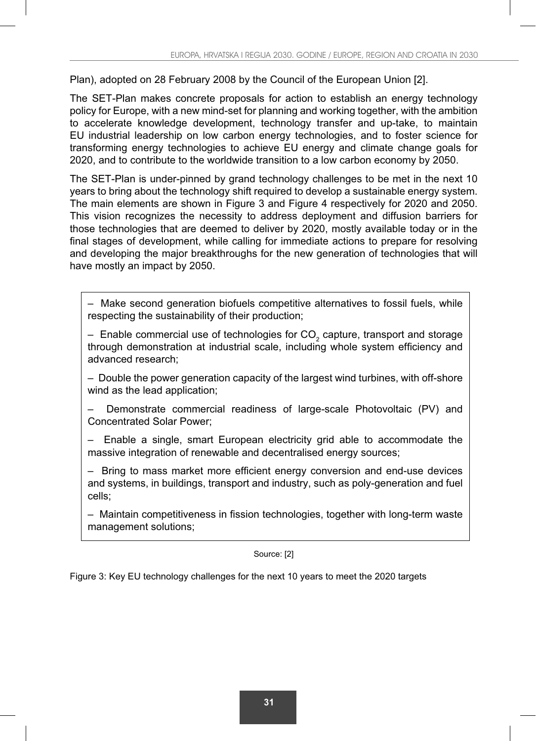Plan), adopted on 28 February 2008 by the Council of the European Union [2].

The SET-Plan makes concrete proposals for action to establish an energy technology policy for Europe, with a new mind-set for planning and working together, with the ambition to accelerate knowledge development, technology transfer and up-take, to maintain EU industrial leadership on low carbon energy technologies, and to foster science for transforming energy technologies to achieve EU energy and climate change goals for 2020, and to contribute to the worldwide transition to a low carbon economy by 2050.

The SET-Plan is under-pinned by grand technology challenges to be met in the next 10 years to bring about the technology shift required to develop a sustainable energy system. The main elements are shown in Figure 3 and Figure 4 respectively for 2020 and 2050. This vision recognizes the necessity to address deployment and diffusion barriers for those technologies that are deemed to deliver by 2020, mostly available today or in the final stages of development, while calling for immediate actions to prepare for resolving and developing the major breakthroughs for the new generation of technologies that will have mostly an impact by 2050.

– Make second generation biofuels competitive alternatives to fossil fuels, while respecting the sustainability of their production;

– Enable commercial use of technologies for $CO_2$ capture, transport and storage through demonstration at industrial scale, including whole system efficiency and advanced research;

– Double the power generation capacity of the largest wind turbines, with off-shore wind as the lead application;

– Demonstrate commercial readiness of large-scale Photovoltaic (PV) and Concentrated Solar Power;

– Enable a single, smart European electricity grid able to accommodate the massive integration of renewable and decentralised energy sources;

– Bring to mass market more efficient energy conversion and end-use devices and systems, in buildings, transport and industry, such as poly-generation and fuel cells;

– Maintain competitiveness in fission technologies, together with long-term waste management solutions;

Source: [2]

Figure 3: Key EU technology challenges for the next 10 years to meet the 2020 targets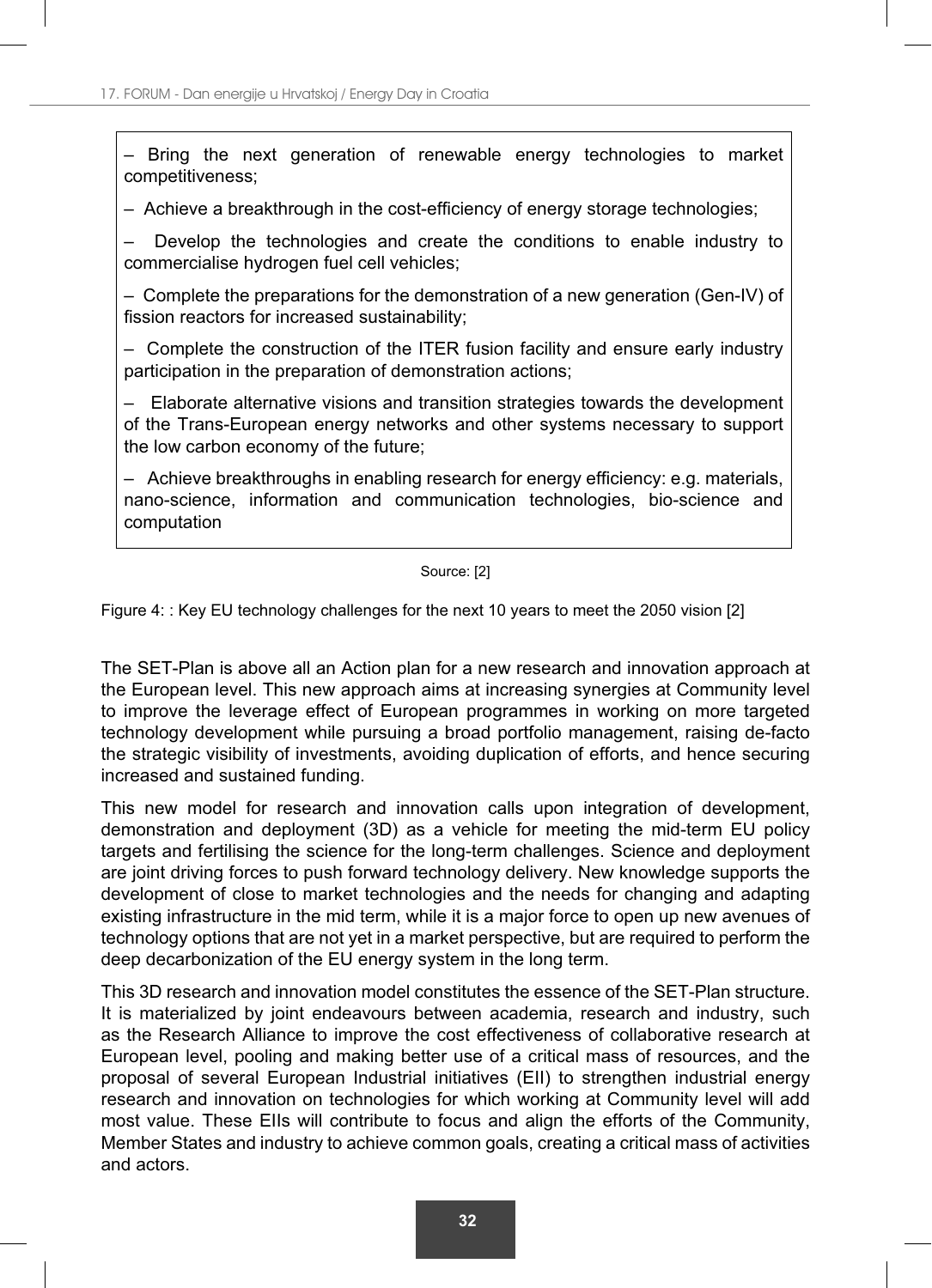– Bring the next generation of renewable energy technologies to market competitiveness;

– Achieve a breakthrough in the cost-efficiency of energy storage technologies;

– Develop the technologies and create the conditions to enable industry to commercialise hydrogen fuel cell vehicles;

– Complete the preparations for the demonstration of a new generation (Gen-IV) of fission reactors for increased sustainability;

– Complete the construction of the ITER fusion facility and ensure early industry participation in the preparation of demonstration actions;

– Elaborate alternative visions and transition strategies towards the development of the Trans-European energy networks and other systems necessary to support the low carbon economy of the future;

– Achieve breakthroughs in enabling research for energy efficiency: e.g. materials, nano-science, information and communication technologies, bio-science and computation

Source: [2]

Figure 4: : Key EU technology challenges for the next 10 years to meet the 2050 vision [2]

The SET-Plan is above all an Action plan for a new research and innovation approach at the European level. This new approach aims at increasing synergies at Community level to improve the leverage effect of European programmes in working on more targeted technology development while pursuing a broad portfolio management, raising de-facto the strategic visibility of investments, avoiding duplication of efforts, and hence securing increased and sustained funding.

This new model for research and innovation calls upon integration of development, demonstration and deployment (3D) as a vehicle for meeting the mid-term EU policy targets and fertilising the science for the long-term challenges. Science and deployment are joint driving forces to push forward technology delivery. New knowledge supports the development of close to market technologies and the needs for changing and adapting existing infrastructure in the mid term, while it is a major force to open up new avenues of technology options that are not yet in a market perspective, but are required to perform the deep decarbonization of the EU energy system in the long term.

This 3D research and innovation model constitutes the essence of the SET-Plan structure. It is materialized by joint endeavours between academia, research and industry, such as the Research Alliance to improve the cost effectiveness of collaborative research at European level, pooling and making better use of a critical mass of resources, and the proposal of several European Industrial initiatives (EII) to strengthen industrial energy research and innovation on technologies for which working at Community level will add most value. These EIIs will contribute to focus and align the efforts of the Community, Member States and industry to achieve common goals, creating a critical mass of activities and actors.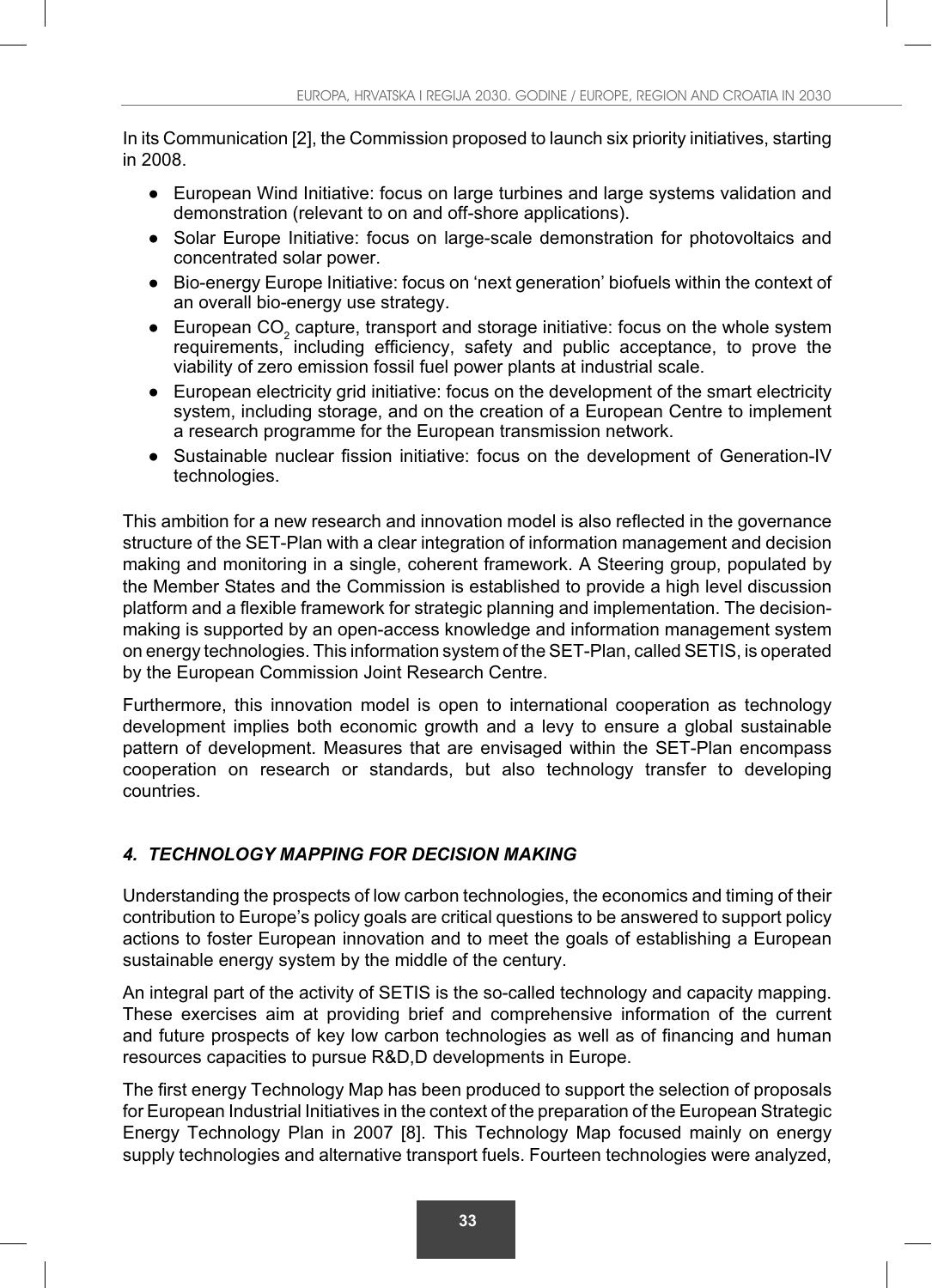In its Communication [2], the Commission proposed to launch six priority initiatives, starting in 2008.

- European Wind Initiative: focus on large turbines and large systems validation and demonstration (relevant to on and off-shore applications).
- Solar Europe Initiative: focus on large-scale demonstration for photovoltaics and concentrated solar power.
- Bio-energy Europe Initiative: focus on 'next generation' biofuels within the context of an overall bio-energy use strategy.
- European $CO_2$ capture, transport and storage initiative: focus on the whole system requirements, including efficiency, safety and public acceptance, to prove the viability of zero emission fossil fuel power plants at industrial scale.
- European electricity grid initiative: focus on the development of the smart electricity system, including storage, and on the creation of a European Centre to implement a research programme for the European transmission network.
- Sustainable nuclear fission initiative: focus on the development of Generation-IV technologies.

This ambition for a new research and innovation model is also reflected in the governance structure of the SET-Plan with a clear integration of information management and decision making and monitoring in a single, coherent framework. A Steering group, populated by the Member States and the Commission is established to provide a high level discussion platform and a flexible framework for strategic planning and implementation. The decision-making is supported by an open-access knowledge and information management system on energy technologies. This information system of the SET-Plan, called SETIS, is operated by the European Commission Joint Research Centre.

Furthermore, this innovation model is open to international cooperation as technology development implies both economic growth and a levy to ensure a global sustainable pattern of development. Measures that are envisaged within the SET-Plan encompass cooperation on research or standards, but also technology transfer to developing countries.

## *4. TECHNOLOGY MAPPING FOR DECISION MAKING*

Understanding the prospects of low carbon technologies, the economics and timing of their contribution to Europe's policy goals are critical questions to be answered to support policy actions to foster European innovation and to meet the goals of establishing a European sustainable energy system by the middle of the century.

An integral part of the activity of SETIS is the so-called technology and capacity mapping. These exercises aim at providing brief and comprehensive information of the current and future prospects of key low carbon technologies as well as of financing and human resources capacities to pursue R&D,D developments in Europe.

The first energy Technology Map has been produced to support the selection of proposals for European Industrial Initiatives in the context of the preparation of the European Strategic Energy Technology Plan in 2007 [8]. This Technology Map focused mainly on energy supply technologies and alternative transport fuels. Fourteen technologies were analyzed,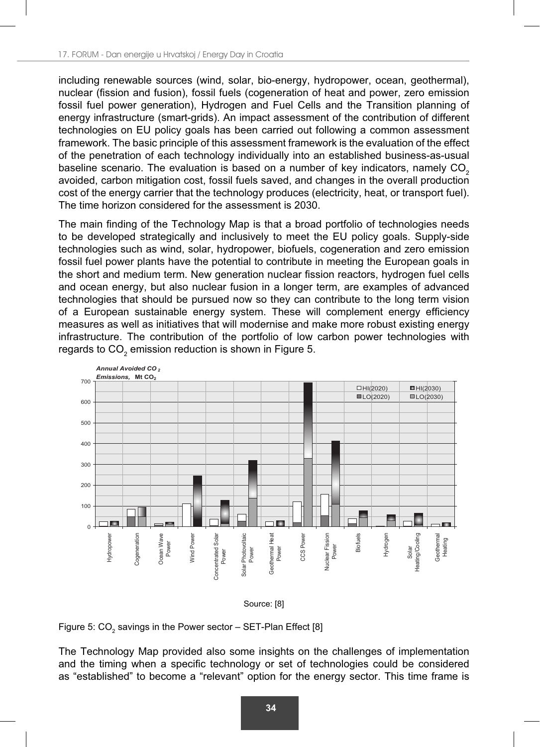including renewable sources (wind, solar, bio-energy, hydropower, ocean, geothermal), nuclear (fission and fusion), fossil fuels (cogeneration of heat and power, zero emission fossil fuel power generation), Hydrogen and Fuel Cells and the Transition planning of energy infrastructure (smart-grids). An impact assessment of the contribution of different technologies on EU policy goals has been carried out following a common assessment framework. The basic principle of this assessment framework is the evaluation of the effect of the penetration of each technology individually into an established business-as-usual baseline scenario. The evaluation is based on a number of key indicators, namely $CO_2$ avoided, carbon mitigation cost, fossil fuels saved, and changes in the overall production cost of the energy carrier that the technology produces (electricity, heat, or transport fuel). The time horizon considered for the assessment is 2030.

The main finding of the Technology Map is that a broad portfolio of technologies needs to be developed strategically and inclusively to meet the EU policy goals. Supply-side technologies such as wind, solar, hydropower, biofuels, cogeneration and zero emission fossil fuel power plants have the potential to contribute in meeting the European goals in the short and medium term. New generation nuclear fission reactors, hydrogen fuel cells and ocean energy, but also nuclear fusion in a longer term, are examples of advanced technologies that should be pursued now so they can contribute to the long term vision of a European sustainable energy system. These will complement energy efficiency measures as well as initiatives that will modernise and make more robust existing energy infrastructure. The contribution of the portfolio of low carbon power technologies with regards to $CO_2$ emission reduction is shown in Figure 5.

Source: [8]

Figure 5: $CO_2$ savings in the Power sector – SET-Plan Effect [8]

The Technology Map provided also some insights on the challenges of implementation and the timing when a specific technology or set of technologies could be considered as “established” to become a “relevant” option for the energy sector. This time frame is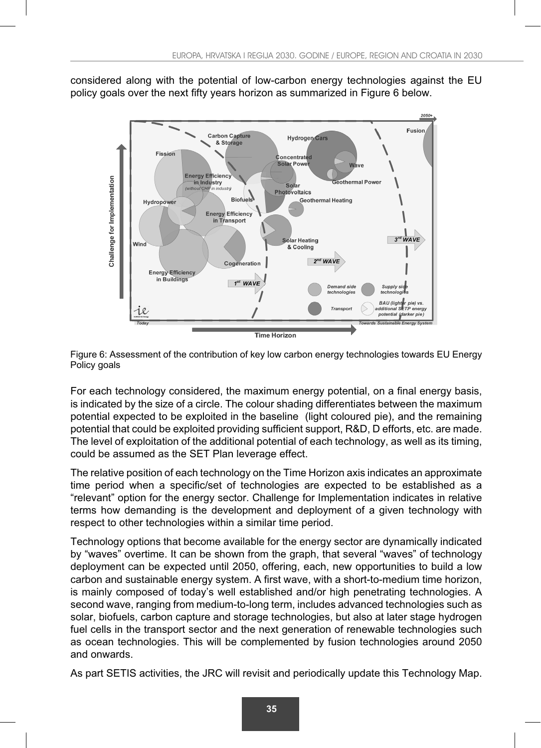considered along with the potential of low-carbon energy technologies against the EU policy goals over the next fifty years horizon as summarized in Figure 6 below.

Figure 6: Assessment of the contribution of key low carbon energy technologies towards EU Energy Policy goals

For each technology considered, the maximum energy potential, on a final energy basis, is indicated by the size of a circle. The colour shading differentiates between the maximum potential expected to be exploited in the baseline (light coloured pie), and the remaining potential that could be exploited providing sufficient support, R&D, D efforts, etc. are made. The level of exploitation of the additional potential of each technology, as well as its timing, could be assumed as the SET Plan leverage effect.

The relative position of each technology on the Time Horizon axis indicates an approximate time period when a specific/set of technologies are expected to be established as a "relevant" option for the energy sector. Challenge for Implementation indicates in relative terms how demanding is the development and deployment of a given technology with respect to other technologies within a similar time period.

Technology options that become available for the energy sector are dynamically indicated by "waves" overtime. It can be shown from the graph, that several "waves" of technology deployment can be expected until 2050, offering, each, new opportunities to build a low carbon and sustainable energy system. A first wave, with a short-to-medium time horizon, is mainly composed of today's well established and/or high penetrating technologies. A second wave, ranging from medium-to-long term, includes advanced technologies such as solar, biofuels, carbon capture and storage technologies, but also at later stage hydrogen fuel cells in the transport sector and the next generation of renewable technologies such as ocean technologies. This will be complemented by fusion technologies around 2050 and onwards.

As part SETIS activities, the JRC will revisit and periodically update this Technology Map.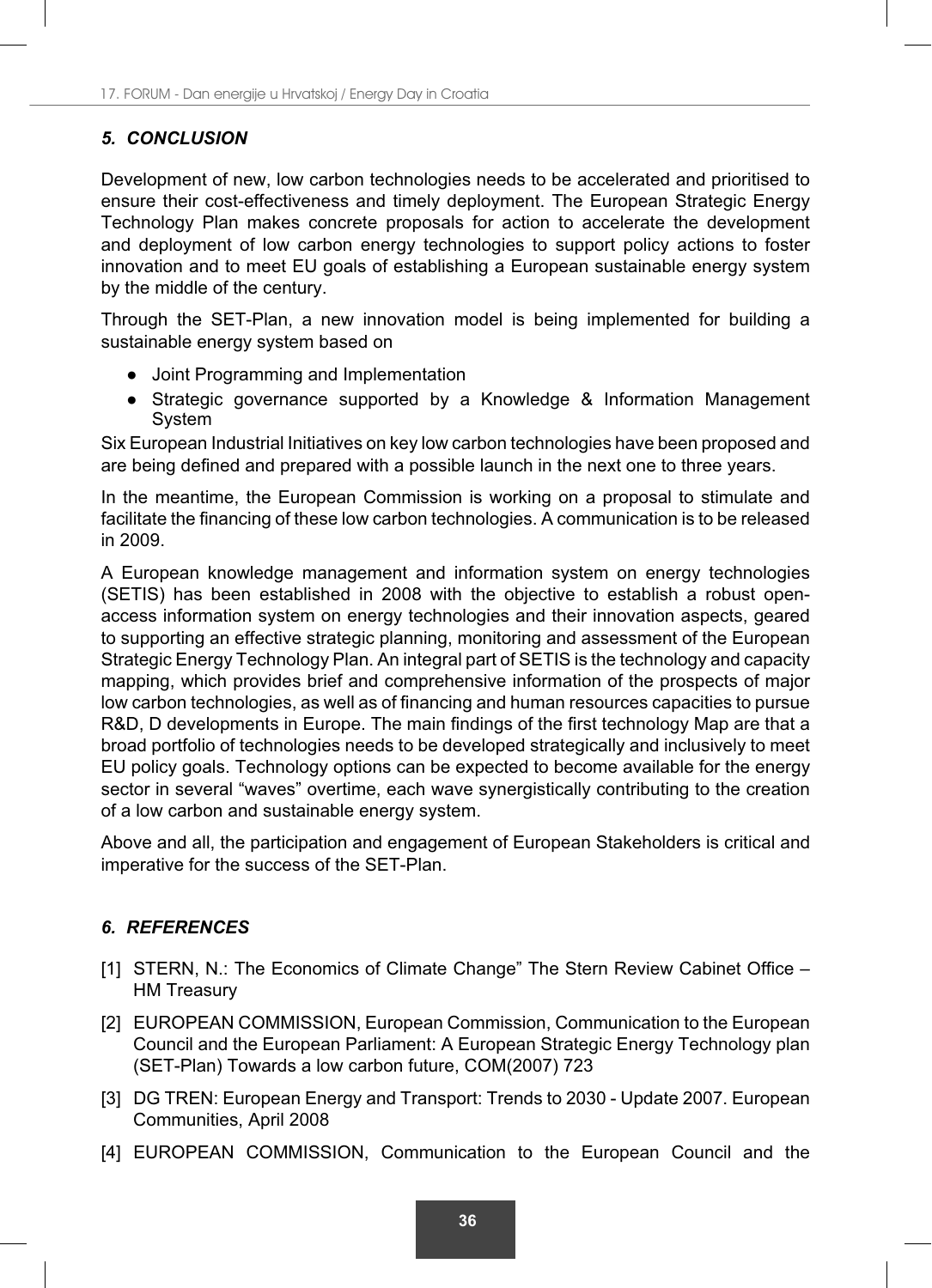## *5. CONCLUSION*

Development of new, low carbon technologies needs to be accelerated and prioritised to ensure their cost-effectiveness and timely deployment. The European Strategic Energy Technology Plan makes concrete proposals for action to accelerate the development and deployment of low carbon energy technologies to support policy actions to foster innovation and to meet EU goals of establishing a European sustainable energy system by the middle of the century.

Through the SET-Plan, a new innovation model is being implemented for building a sustainable energy system based on

- Joint Programming and Implementation
- Strategic governance supported by a Knowledge & Information Management System

Six European Industrial Initiatives on key low carbon technologies have been proposed and are being defined and prepared with a possible launch in the next one to three years.

In the meantime, the European Commission is working on a proposal to stimulate and facilitate the financing of these low carbon technologies. A communication is to be released in 2009.

A European knowledge management and information system on energy technologies (SETIS) has been established in 2008 with the objective to establish a robust open-access information system on energy technologies and their innovation aspects, geared to supporting an effective strategic planning, monitoring and assessment of the European Strategic Energy Technology Plan. An integral part of SETIS is the technology and capacity mapping, which provides brief and comprehensive information of the prospects of major low carbon technologies, as well as of financing and human resources capacities to pursue R&D, D developments in Europe. The main findings of the first technology Map are that a broad portfolio of technologies needs to be developed strategically and inclusively to meet EU policy goals. Technology options can be expected to become available for the energy sector in several “waves” overtime, each wave synergistically contributing to the creation of a low carbon and sustainable energy system.

Above and all, the participation and engagement of European Stakeholders is critical and imperative for the success of the SET-Plan.

## *6. REFERENCES*

[1] STERN, N.: The Economics of Climate Change” The Stern Review Cabinet Office – HM Treasury

[2] EUROPEAN COMMISSION, European Commission, Communication to the European Council and the European Parliament: A European Strategic Energy Technology plan (SET-Plan) Towards a low carbon future, COM(2007) 723

[3] DG TREN: European Energy and Transport: Trends to 2030 - Update 2007. European Communities, April 2008

[4] EUROPEAN COMMISSION, Communication to the European Council and the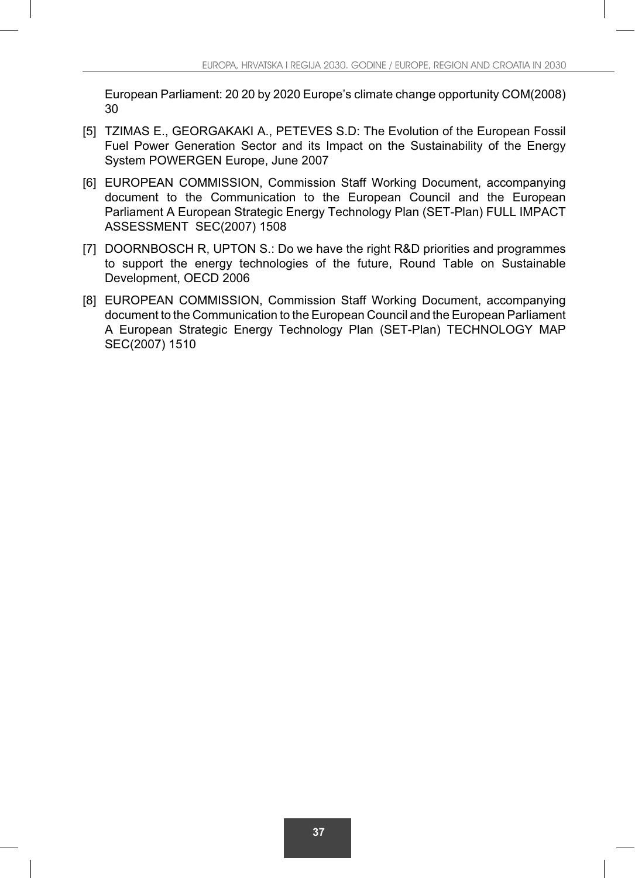European Parliament: 20 20 by 2020 Europe's climate change opportunity COM(2008) 30

[5] TZIMAS E., GEORGAKAKI A., PETEVES S.D: The Evolution of the European Fossil Fuel Power Generation Sector and its Impact on the Sustainability of the Energy System POWERGEN Europe, June 2007

[6] EUROPEAN COMMISSION, Commission Staff Working Document, accompanying document to the Communication to the European Council and the European Parliament A European Strategic Energy Technology Plan (SET-Plan) FULL IMPACT ASSESSMENT SEC(2007) 1508

[7] DOORNBOSCH R, UPTON S.: Do we have the right R&D priorities and programmes to support the energy technologies of the future, Round Table on Sustainable Development, OECD 2006

[8] EUROPEAN COMMISSION, Commission Staff Working Document, accompanying document to the Communication to the European Council and the European Parliament A European Strategic Energy Technology Plan (SET-Plan) TECHNOLOGY MAP SEC(2007) 1510